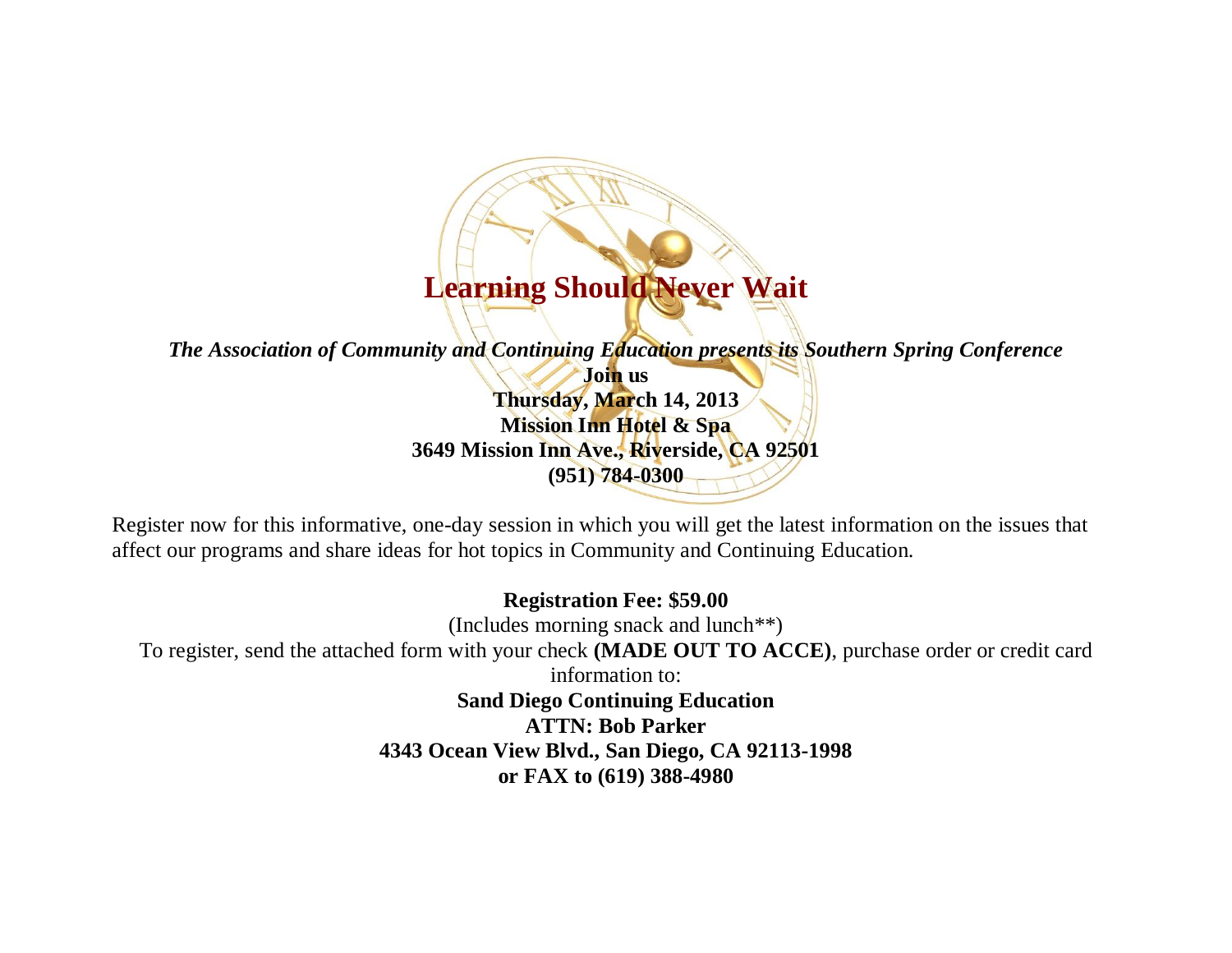# Learning Should Never Wait

***The Association of Community and Continuing Education presents its Southern Spring Conference***

**Join us**
**Thursday, March 14, 2013**
**Mission Inn Hotel & Spa**
**3649 Mission Inn Ave., Riverside, CA 92501**
**(951) 784-0300**

Register now for this informative, one-day session in which you will get the latest information on the issues that affect our programs and share ideas for hot topics in Community and Continuing Education.

**Registration Fee: $59.00**
(Includes morning snack and lunch**)
To register, send the attached form with your check **(MADE OUT TO ACCE)**, purchase order or credit card information to:
**Sand Diego Continuing Education**
**ATTN: Bob Parker**
**4343 Ocean View Blvd., San Diego, CA 92113-1998**
**or FAX to (619) 388-4980**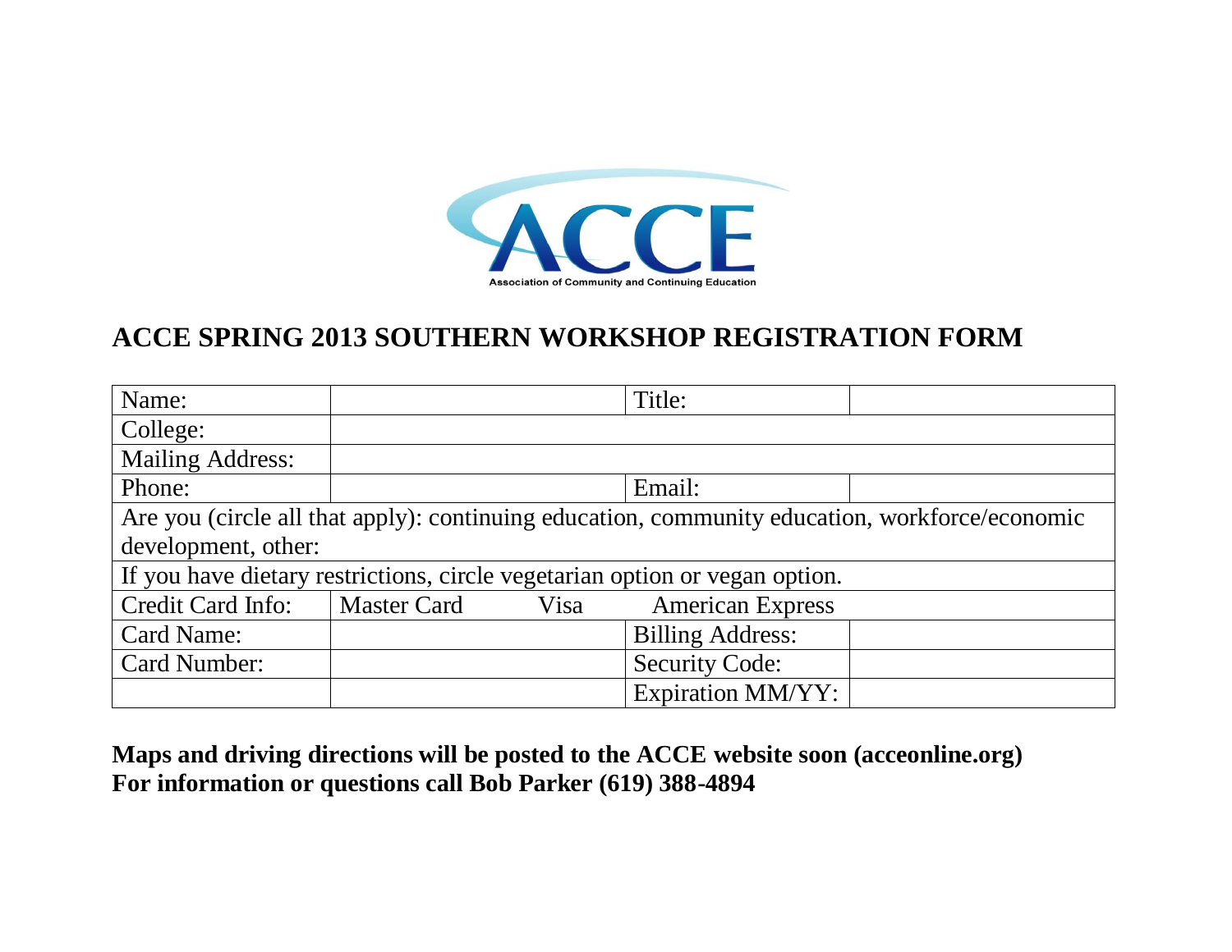ACCE

Association of Community and Continuing Education

# ACCE SPRING 2013 SOUTHERN WORKSHOP REGISTRATION FORM

| Name: | | Title: | |
|---|---|---|---|
| College: | | | |
| Mailing Address: | | | |
| Phone: | | Email: | |
| Are you (circle all that apply): continuing education, community education, workforce/economic development, other: | | | |
| If you have dietary restrictions, circle vegetarian option or vegan option. | | | |
| Credit Card Info: | Master Card Visa | American Express | |
| Card Name: | | Billing Address: | |
| Card Number: | | Security Code: | |
| | | Expiration MM/YY: | |

**Maps and driving directions will be posted to the ACCE website soon (acceonline.org)**
**For information or questions call Bob Parker (619) 388-4894**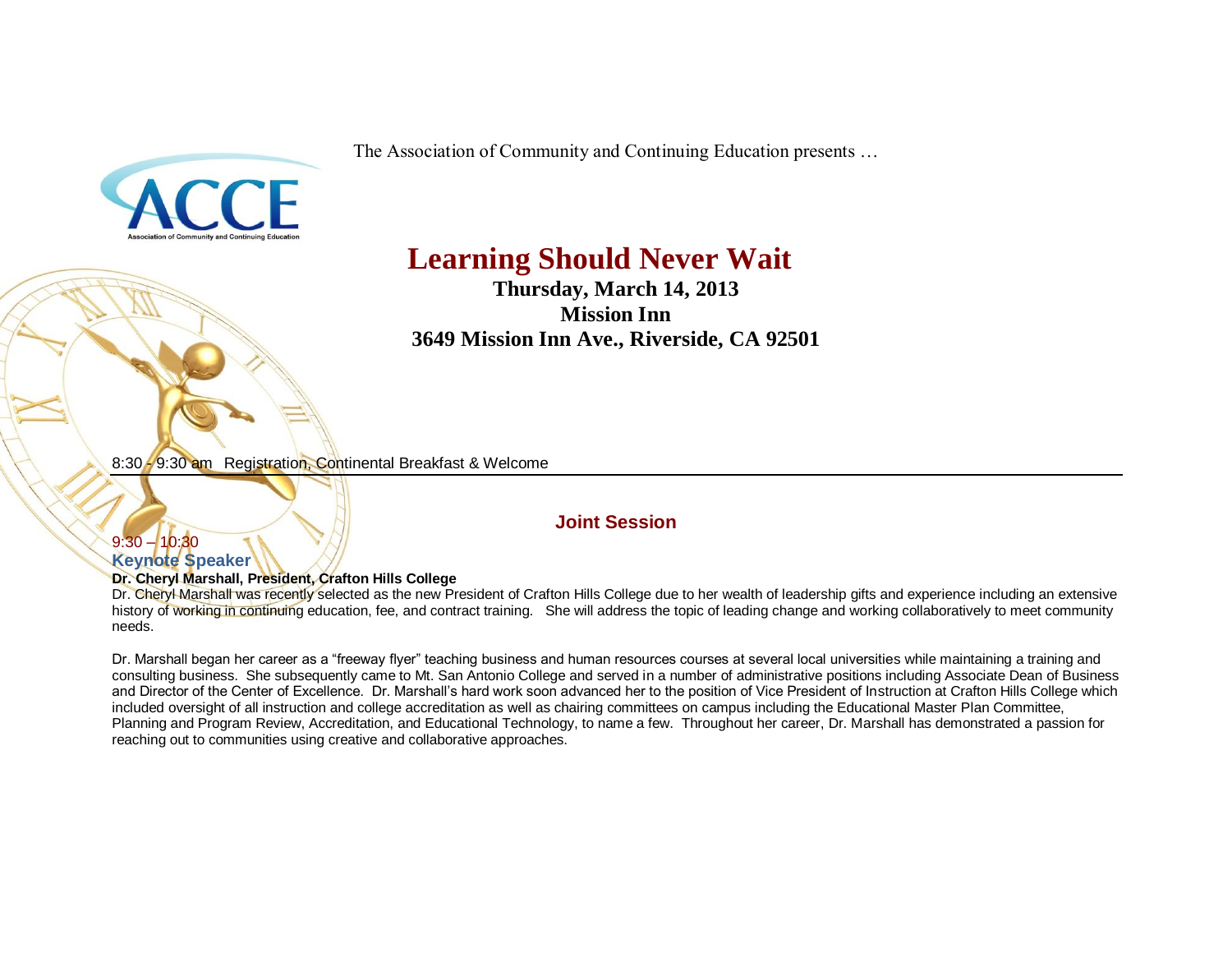The Association of Community and Continuing Education presents …

ACCE
Association of Community and Continuing Education

# Learning Should Never Wait

**Thursday, March 14, 2013**
**Mission Inn**
**3649 Mission Inn Ave., Riverside, CA 92501**

8:30 - 9:30 am Registration, Continental Breakfast & Welcome

---

## Joint Session

9:30 – 10:30

### Keynote Speaker

**Dr. Cheryl Marshall, President, Crafton Hills College**

Dr. Cheryl Marshall was recently selected as the new President of Crafton Hills College due to her wealth of leadership gifts and experience including an extensive history of working in continuing education, fee, and contract training. She will address the topic of leading change and working collaboratively to meet community needs.

Dr. Marshall began her career as a "freeway flyer" teaching business and human resources courses at several local universities while maintaining a training and consulting business. She subsequently came to Mt. San Antonio College and served in a number of administrative positions including Associate Dean of Business and Director of the Center of Excellence. Dr. Marshall's hard work soon advanced her to the position of Vice President of Instruction at Crafton Hills College which included oversight of all instruction and college accreditation as well as chairing committees on campus including the Educational Master Plan Committee, Planning and Program Review, Accreditation, and Educational Technology, to name a few. Throughout her career, Dr. Marshall has demonstrated a passion for reaching out to communities using creative and collaborative approaches.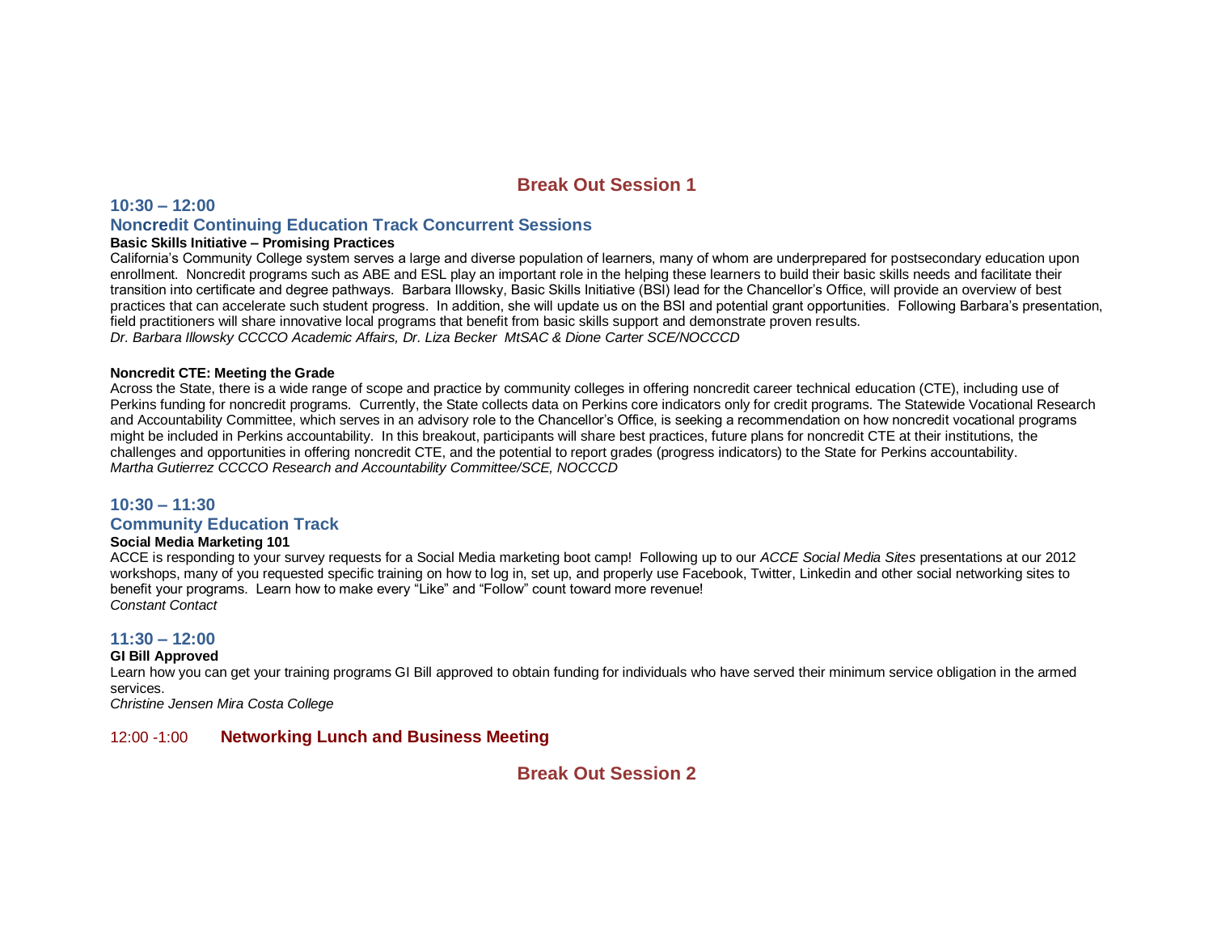## Break Out Session 1

### 10:30 – 12:00

### Noncredit Continuing Education Track Concurrent Sessions

**Basic Skills Initiative – Promising Practices**

California's Community College system serves a large and diverse population of learners, many of whom are underprepared for postsecondary education upon enrollment. Noncredit programs such as ABE and ESL play an important role in the helping these learners to build their basic skills needs and facilitate their transition into certificate and degree pathways. Barbara Illowsky, Basic Skills Initiative (BSI) lead for the Chancellor's Office, will provide an overview of best practices that can accelerate such student progress. In addition, she will update us on the BSI and potential grant opportunities. Following Barbara's presentation, field practitioners will share innovative local programs that benefit from basic skills support and demonstrate proven results.

*Dr. Barbara Illowsky CCCCO Academic Affairs, Dr. Liza Becker MtSAC & Dione Carter SCE/NOCCCD*

**Noncredit CTE: Meeting the Grade**

Across the State, there is a wide range of scope and practice by community colleges in offering noncredit career technical education (CTE), including use of Perkins funding for noncredit programs. Currently, the State collects data on Perkins core indicators only for credit programs. The Statewide Vocational Research and Accountability Committee, which serves in an advisory role to the Chancellor's Office, is seeking a recommendation on how noncredit vocational programs might be included in Perkins accountability. In this breakout, participants will share best practices, future plans for noncredit CTE at their institutions, the challenges and opportunities in offering noncredit CTE, and the potential to report grades (progress indicators) to the State for Perkins accountability.

*Martha Gutierrez CCCCO Research and Accountability Committee/SCE, NOCCCD*

### 10:30 – 11:30

### Community Education Track

**Social Media Marketing 101**

ACCE is responding to your survey requests for a Social Media marketing boot camp! Following up to our *ACCE Social Media Sites* presentations at our 2012 workshops, many of you requested specific training on how to log in, set up, and properly use Facebook, Twitter, Linkedin and other social networking sites to benefit your programs. Learn how to make every "Like" and "Follow" count toward more revenue!

*Constant Contact*

### 11:30 – 12:00

**GI Bill Approved**

Learn how you can get your training programs GI Bill approved to obtain funding for individuals who have served their minimum service obligation in the armed services.

*Christine Jensen Mira Costa College*

12:00 -1:00 **Networking Lunch and Business Meeting**

## Break Out Session 2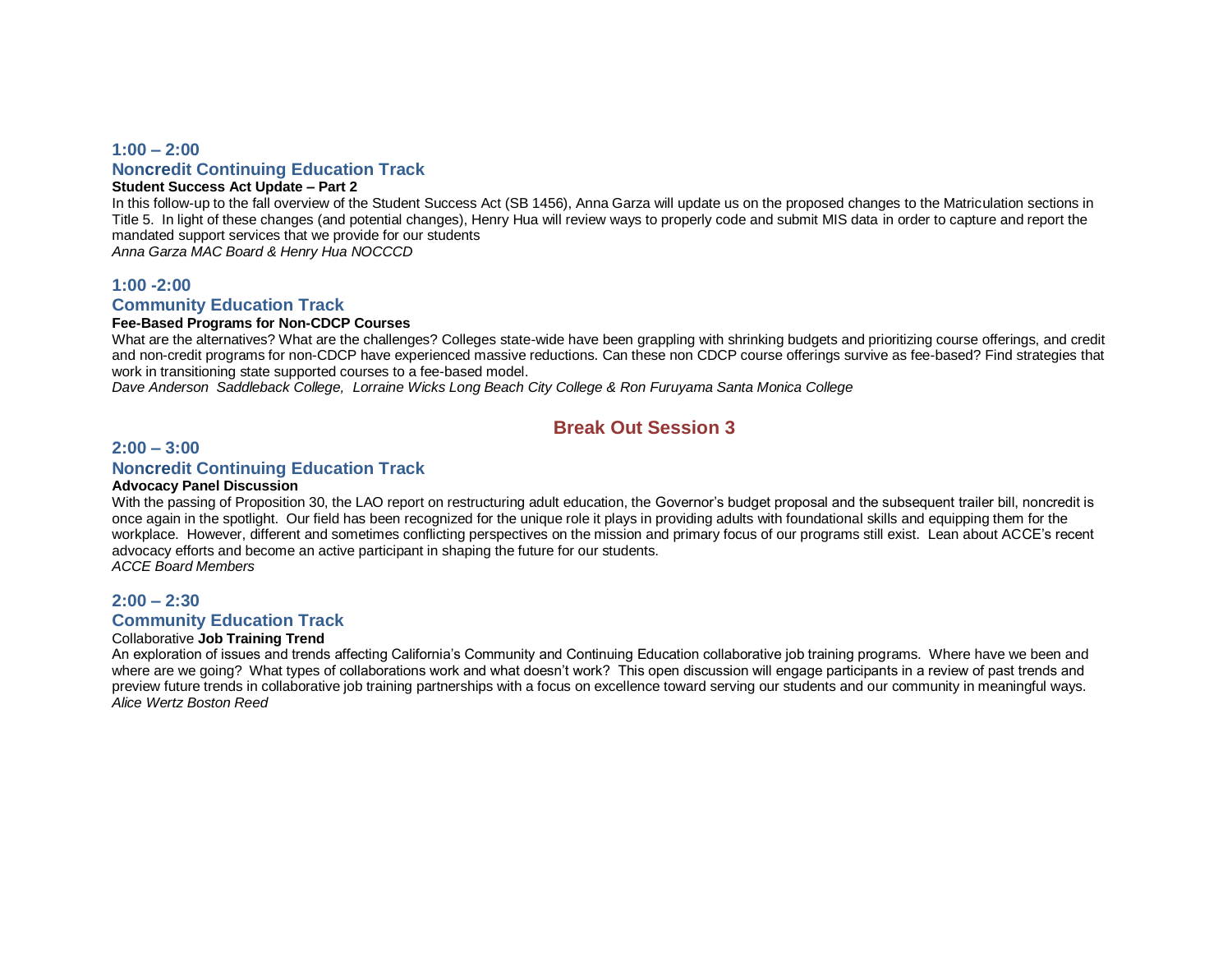### 1:00 – 2:00

### Noncredit Continuing Education Track

**Student Success Act Update – Part 2**

In this follow-up to the fall overview of the Student Success Act (SB 1456), Anna Garza will update us on the proposed changes to the Matriculation sections in Title 5. In light of these changes (and potential changes), Henry Hua will review ways to properly code and submit MIS data in order to capture and report the mandated support services that we provide for our students

*Anna Garza MAC Board & Henry Hua NOCCCD*

### 1:00 -2:00

### Community Education Track

**Fee-Based Programs for Non-CDCP Courses**

What are the alternatives? What are the challenges? Colleges state-wide have been grappling with shrinking budgets and prioritizing course offerings, and credit and non-credit programs for non-CDCP have experienced massive reductions. Can these non CDCP course offerings survive as fee-based? Find strategies that work in transitioning state supported courses to a fee-based model.

*Dave Anderson Saddleback College, Lorraine Wicks Long Beach City College & Ron Furuyama Santa Monica College*

## Break Out Session 3

### 2:00 – 3:00

### Noncredit Continuing Education Track

**Advocacy Panel Discussion**

With the passing of Proposition 30, the LAO report on restructuring adult education, the Governor's budget proposal and the subsequent trailer bill, noncredit is once again in the spotlight. Our field has been recognized for the unique role it plays in providing adults with foundational skills and equipping them for the workplace. However, different and sometimes conflicting perspectives on the mission and primary focus of our programs still exist. Lean about ACCE's recent advocacy efforts and become an active participant in shaping the future for our students.

*ACCE Board Members*

### 2:00 – 2:30

### Community Education Track

Collaborative **Job Training Trend**

An exploration of issues and trends affecting California's Community and Continuing Education collaborative job training programs. Where have we been and where are we going? What types of collaborations work and what doesn't work? This open discussion will engage participants in a review of past trends and preview future trends in collaborative job training partnerships with a focus on excellence toward serving our students and our community in meaningful ways.

*Alice Wertz Boston Reed*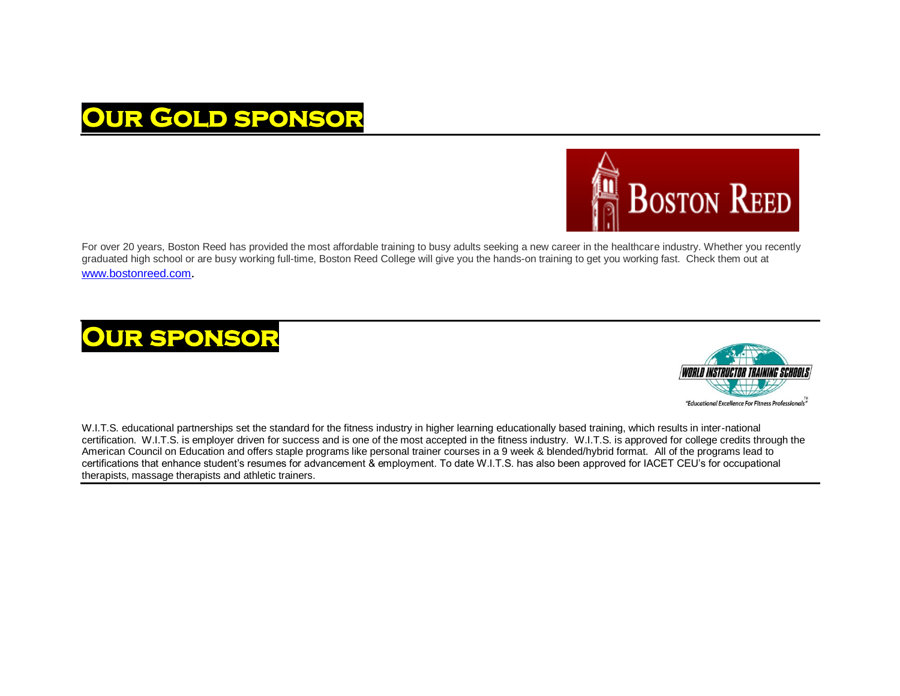# Our Gold sponsor

For over 20 years, Boston Reed has provided the most affordable training to busy adults seeking a new career in the healthcare industry. Whether you recently graduated high school or are busy working full-time, Boston Reed College will give you the hands-on training to get you working fast. Check them out at www.bostonreed.com.

# Our sponsor

W.I.T.S. educational partnerships set the standard for the fitness industry in higher learning educationally based training, which results in inter-national certification. W.I.T.S. is employer driven for success and is one of the most accepted in the fitness industry. W.I.T.S. is approved for college credits through the American Council on Education and offers staple programs like personal trainer courses in a 9 week & blended/hybrid format. All of the programs lead to certifications that enhance student's resumes for advancement & employment. To date W.I.T.S. has also been approved for IACET CEU's for occupational therapists, massage therapists and athletic trainers.